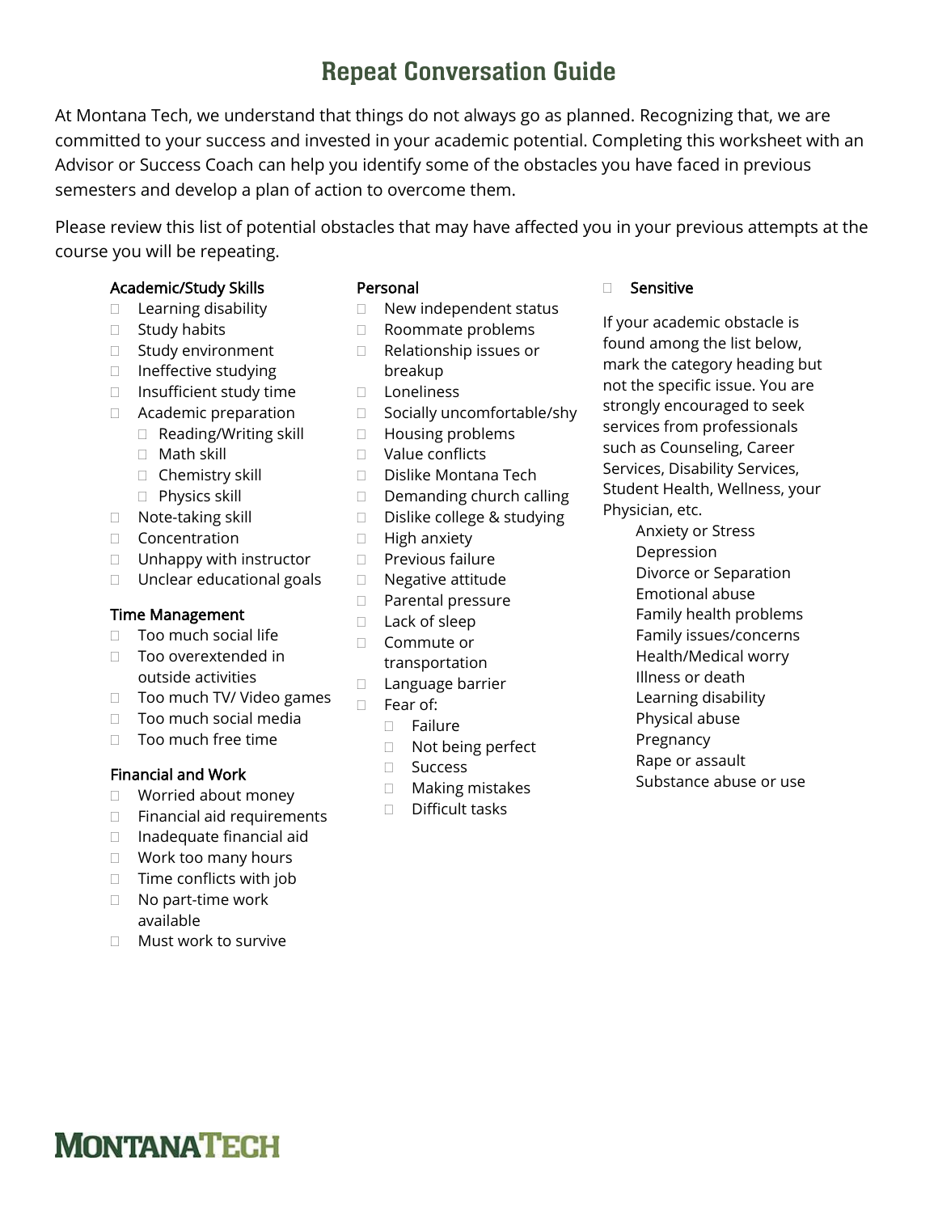# Repeat Conversation Guide

At Montana Tech, we understand that things do not always go as planned. Recognizing that, we are committed to your success and invested in your academic potential. Completing this worksheet with an Advisor or Success Coach can help you identify some of the obstacles you have faced in previous semesters and develop a plan of action to overcome them.

Please review this list of potential obstacles that may have affected you in your previous attempts at the course you will be repeating.

**Academic/Study Skills**

- ☐ Learning disability
- ☐ Study habits
- ☐ Study environment
- ☐ Ineffective studying
- ☐ Insufficient study time
- ☐ Academic preparation
  - ☐ Reading/Writing skill
  - ☐ Math skill
  - ☐ Chemistry skill
  - ☐ Physics skill
- ☐ Note-taking skill
- ☐ Concentration
- ☐ Unhappy with instructor
- ☐ Unclear educational goals

**Time Management**

- ☐ Too much social life
- ☐ Too overextended in outside activities
- ☐ Too much TV/ Video games
- ☐ Too much social media
- ☐ Too much free time

**Financial and Work**

- ☐ Worried about money
- ☐ Financial aid requirements
- ☐ Inadequate financial aid
- ☐ Work too many hours
- ☐ Time conflicts with job
- ☐ No part-time work available
- ☐ Must work to survive

**Personal**

- ☐ New independent status
- ☐ Roommate problems
- ☐ Relationship issues or breakup
- ☐ Loneliness
- ☐ Socially uncomfortable/shy
- ☐ Housing problems
- ☐ Value conflicts
- ☐ Dislike Montana Tech
- ☐ Demanding church calling
- ☐ Dislike college & studying
- ☐ High anxiety
- ☐ Previous failure
- ☐ Negative attitude
- ☐ Parental pressure
- ☐ Lack of sleep
- ☐ Commute or transportation
- ☐ Language barrier
- ☐ Fear of:
  - ☐ Failure
  - ☐ Not being perfect
  - ☐ Success
  - ☐ Making mistakes
  - ☐ Difficult tasks

☐ **Sensitive**

If your academic obstacle is found among the list below, mark the category heading but not the specific issue. You are strongly encouraged to seek services from professionals such as Counseling, Career Services, Disability Services, Student Health, Wellness, your Physician, etc.

- Anxiety or Stress
- Depression
- Divorce or Separation
- Emotional abuse
- Family health problems
- Family issues/concerns
- Health/Medical worry
- Illness or death
- Learning disability
- Physical abuse
- Pregnancy
- Rape or assault
- Substance abuse or use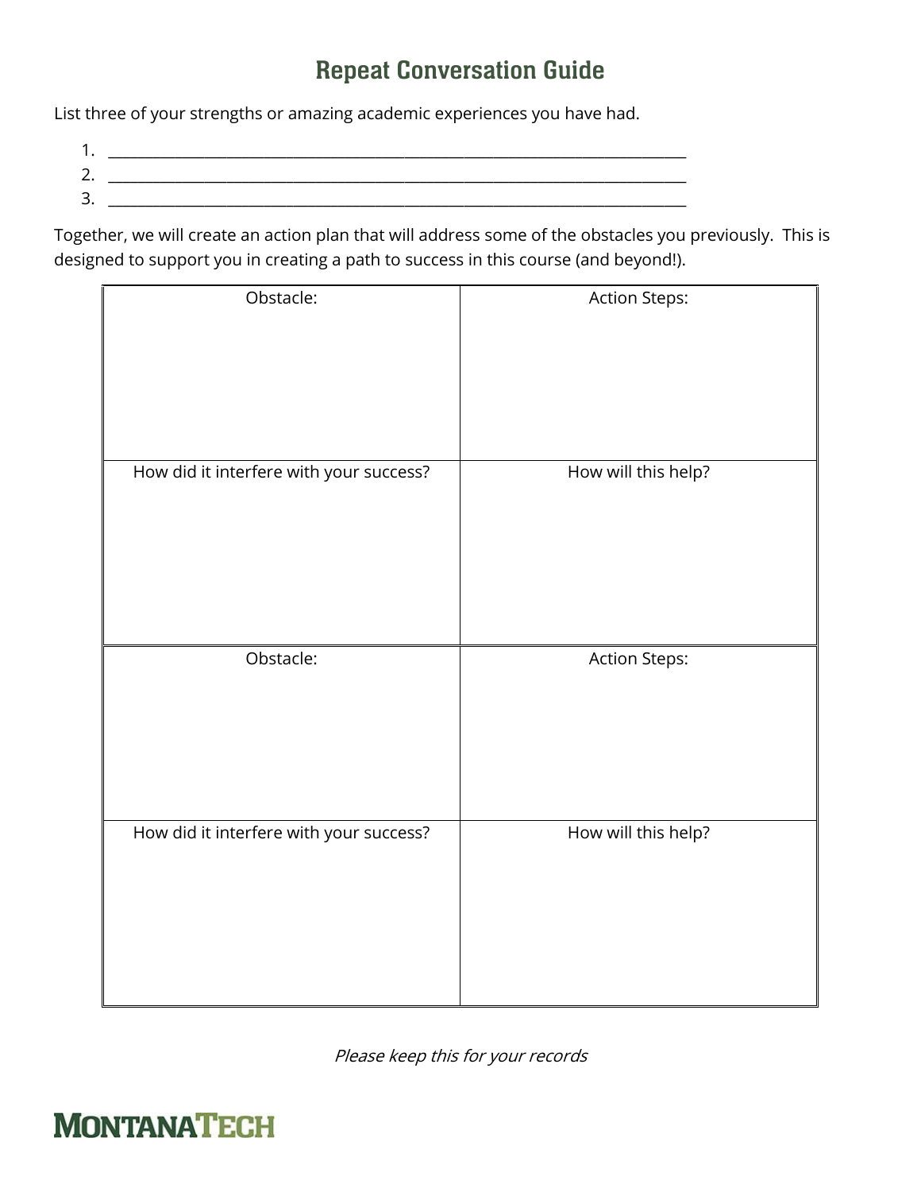# Repeat Conversation Guide

List three of your strengths or amazing academic experiences you have had.

1. ______________________________________________________________________________
2. ______________________________________________________________________________
3. ______________________________________________________________________________

Together, we will create an action plan that will address some of the obstacles you previously. This is designed to support you in creating a path to success in this course (and beyond!).

| Obstacle: | Action Steps: |
|---|---|
| | |
| How did it interfere with your success? | How will this help? |
| | |
| Obstacle: | Action Steps: |
| | |
| How did it interfere with your success? | How will this help? |
| | |

*Please keep this for your records*

MONTANATECH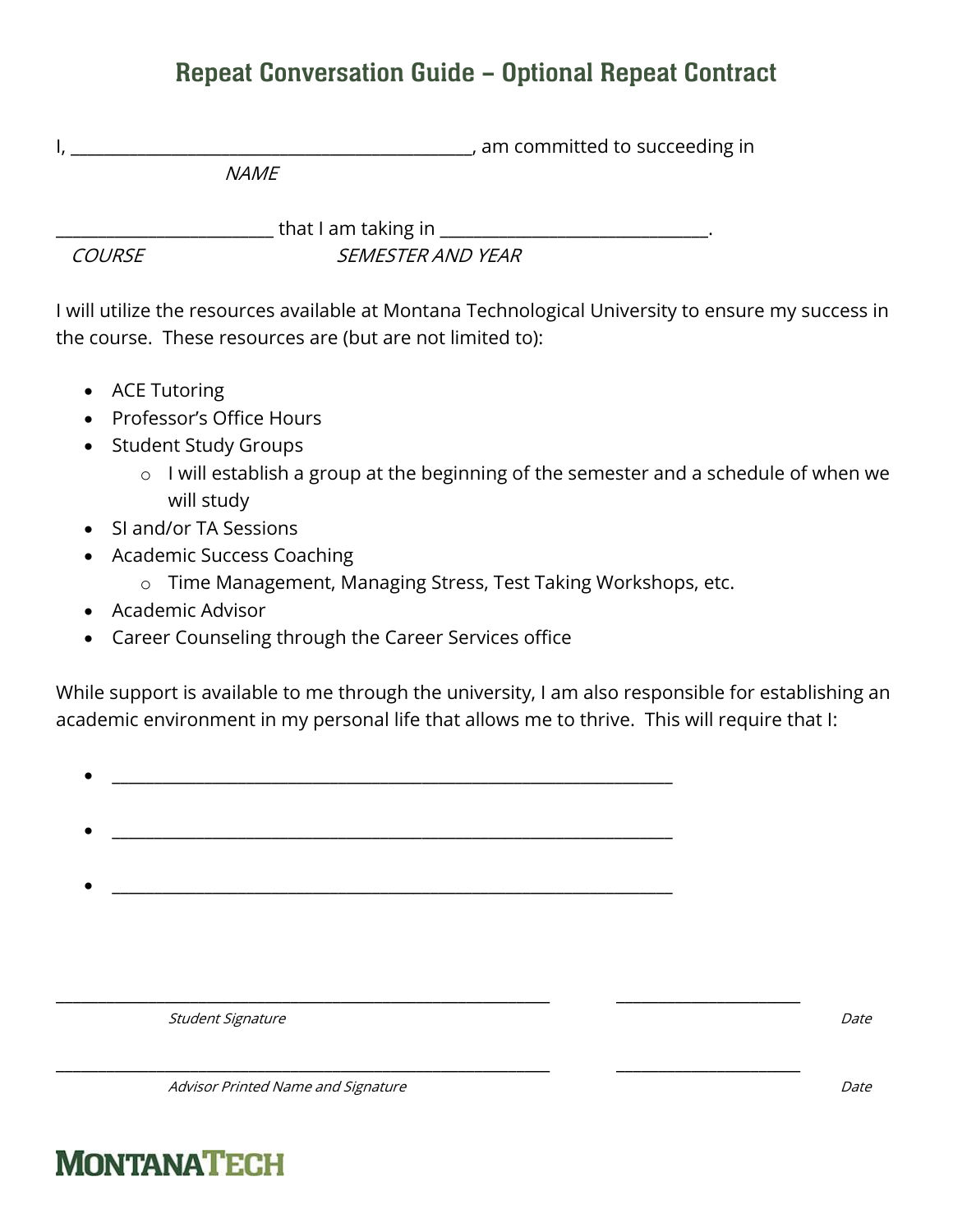# Repeat Conversation Guide – Optional Repeat Contract

I, _______________________________________________, am committed to succeeding in
*NAME*

_________________________ that I am taking in ______________________________.
*COURSE* *SEMESTER AND YEAR*

I will utilize the resources available at Montana Technological University to ensure my success in the course. These resources are (but are not limited to):

- ACE Tutoring
- Professor's Office Hours
- Student Study Groups
  - I will establish a group at the beginning of the semester and a schedule of when we will study
- SI and/or TA Sessions
- Academic Success Coaching
  - Time Management, Managing Stress, Test Taking Workshops, etc.
- Academic Advisor
- Career Counseling through the Career Services office

While support is available to me through the university, I am also responsible for establishing an academic environment in my personal life that allows me to thrive. This will require that I:

- _________________________________________________________________
- _________________________________________________________________
- _________________________________________________________________

_________________________________________________________ ______________________
*Student Signature* *Date*

_________________________________________________________ ______________________
*Advisor Printed Name and Signature* *Date*

MONTANATECH